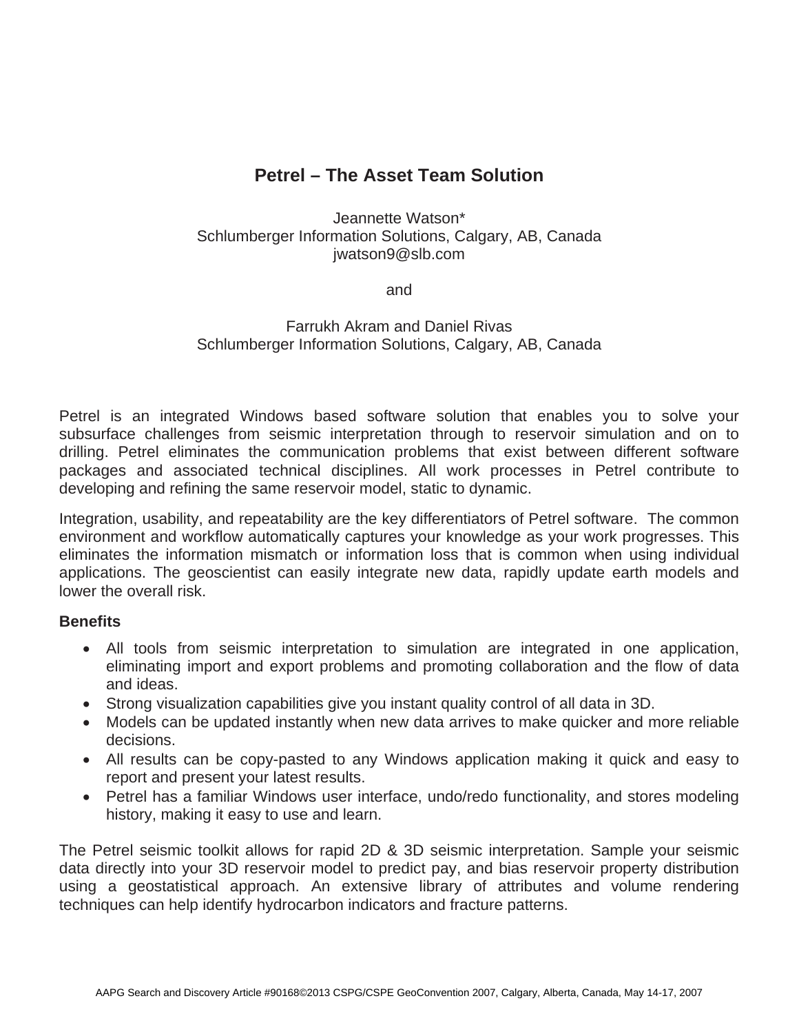# Petrel – The Asset Team Solution

Jeannette Watson*
Schlumberger Information Solutions, Calgary, AB, Canada
jwatson9@slb.com

and

Farrukh Akram and Daniel Rivas
Schlumberger Information Solutions, Calgary, AB, Canada

Petrel is an integrated Windows based software solution that enables you to solve your subsurface challenges from seismic interpretation through to reservoir simulation and on to drilling. Petrel eliminates the communication problems that exist between different software packages and associated technical disciplines. All work processes in Petrel contribute to developing and refining the same reservoir model, static to dynamic.

Integration, usability, and repeatability are the key differentiators of Petrel software. The common environment and workflow automatically captures your knowledge as your work progresses. This eliminates the information mismatch or information loss that is common when using individual applications. The geoscientist can easily integrate new data, rapidly update earth models and lower the overall risk.

**Benefits**

- All tools from seismic interpretation to simulation are integrated in one application, eliminating import and export problems and promoting collaboration and the flow of data and ideas.
- Strong visualization capabilities give you instant quality control of all data in 3D.
- Models can be updated instantly when new data arrives to make quicker and more reliable decisions.
- All results can be copy-pasted to any Windows application making it quick and easy to report and present your latest results.
- Petrel has a familiar Windows user interface, undo/redo functionality, and stores modeling history, making it easy to use and learn.

The Petrel seismic toolkit allows for rapid 2D & 3D seismic interpretation. Sample your seismic data directly into your 3D reservoir model to predict pay, and bias reservoir property distribution using a geostatistical approach. An extensive library of attributes and volume rendering techniques can help identify hydrocarbon indicators and fracture patterns.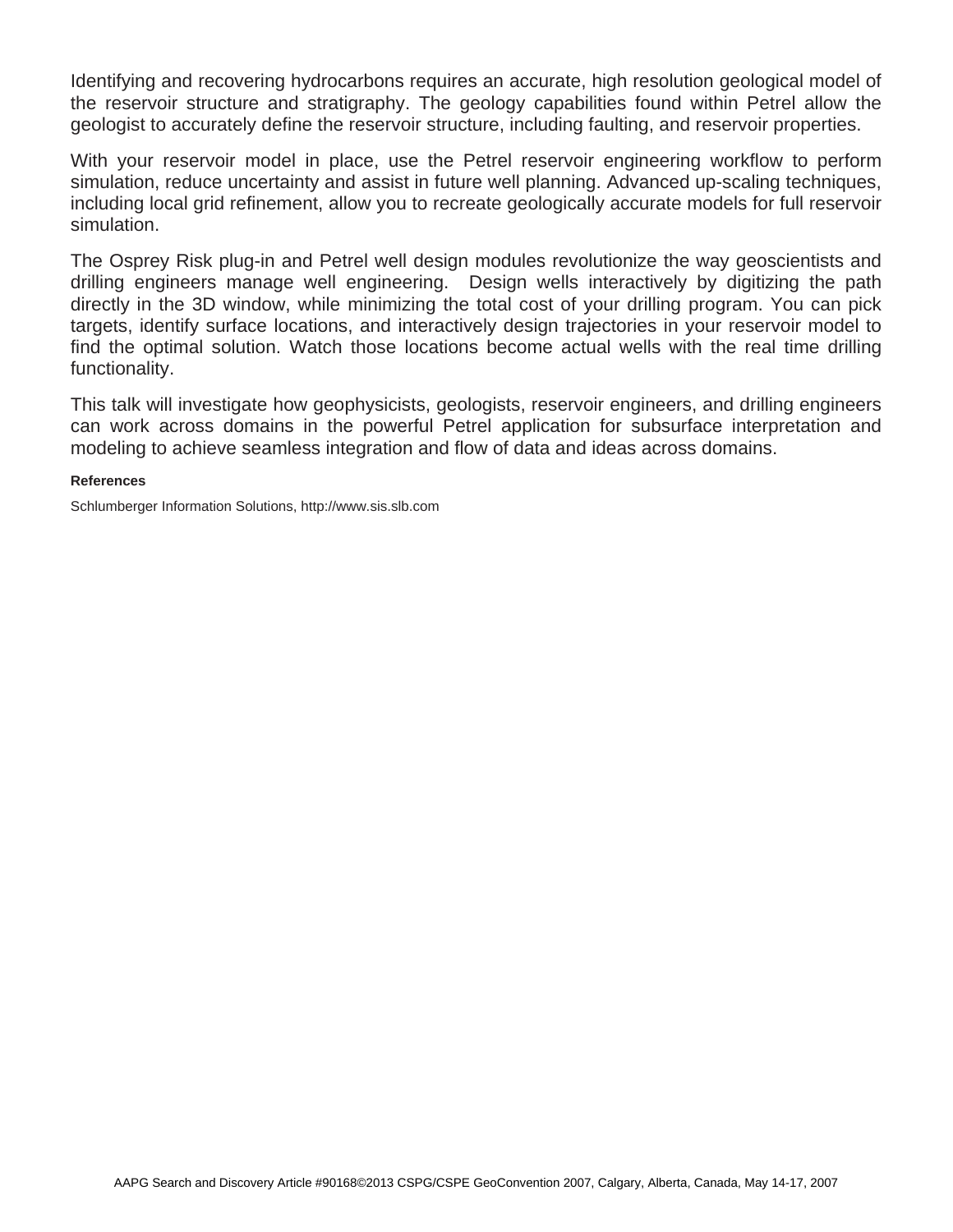Identifying and recovering hydrocarbons requires an accurate, high resolution geological model of the reservoir structure and stratigraphy. The geology capabilities found within Petrel allow the geologist to accurately define the reservoir structure, including faulting, and reservoir properties.

With your reservoir model in place, use the Petrel reservoir engineering workflow to perform simulation, reduce uncertainty and assist in future well planning. Advanced up-scaling techniques, including local grid refinement, allow you to recreate geologically accurate models for full reservoir simulation.

The Osprey Risk plug-in and Petrel well design modules revolutionize the way geoscientists and drilling engineers manage well engineering. Design wells interactively by digitizing the path directly in the 3D window, while minimizing the total cost of your drilling program. You can pick targets, identify surface locations, and interactively design trajectories in your reservoir model to find the optimal solution. Watch those locations become actual wells with the real time drilling functionality.

This talk will investigate how geophysicists, geologists, reservoir engineers, and drilling engineers can work across domains in the powerful Petrel application for subsurface interpretation and modeling to achieve seamless integration and flow of data and ideas across domains.

**References**

Schlumberger Information Solutions, http://www.sis.slb.com